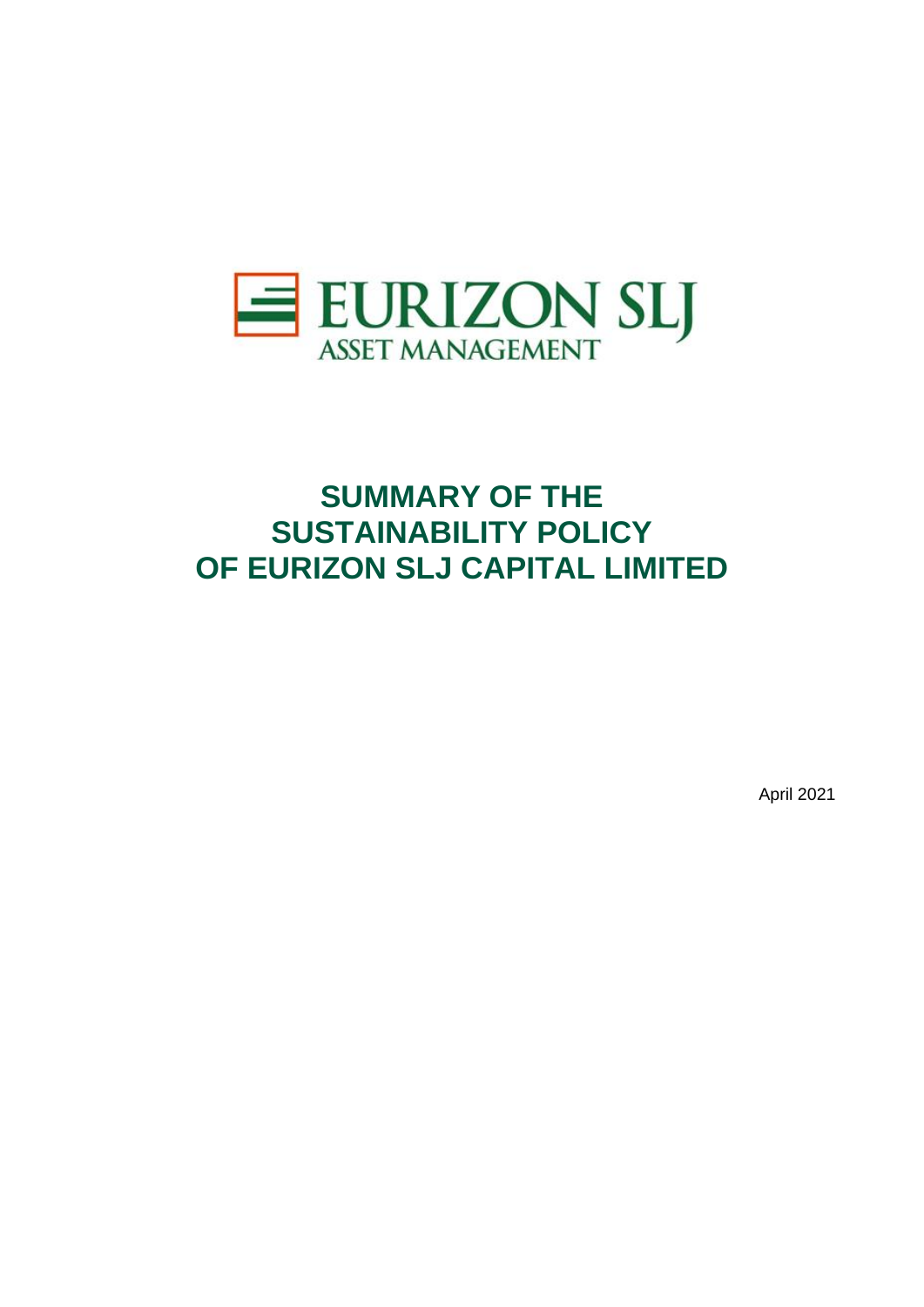EURIZON SLJ
ASSET MANAGEMENT

# SUMMARY OF THE SUSTAINABILITY POLICY OF EURIZON SLJ CAPITAL LIMITED

April 2021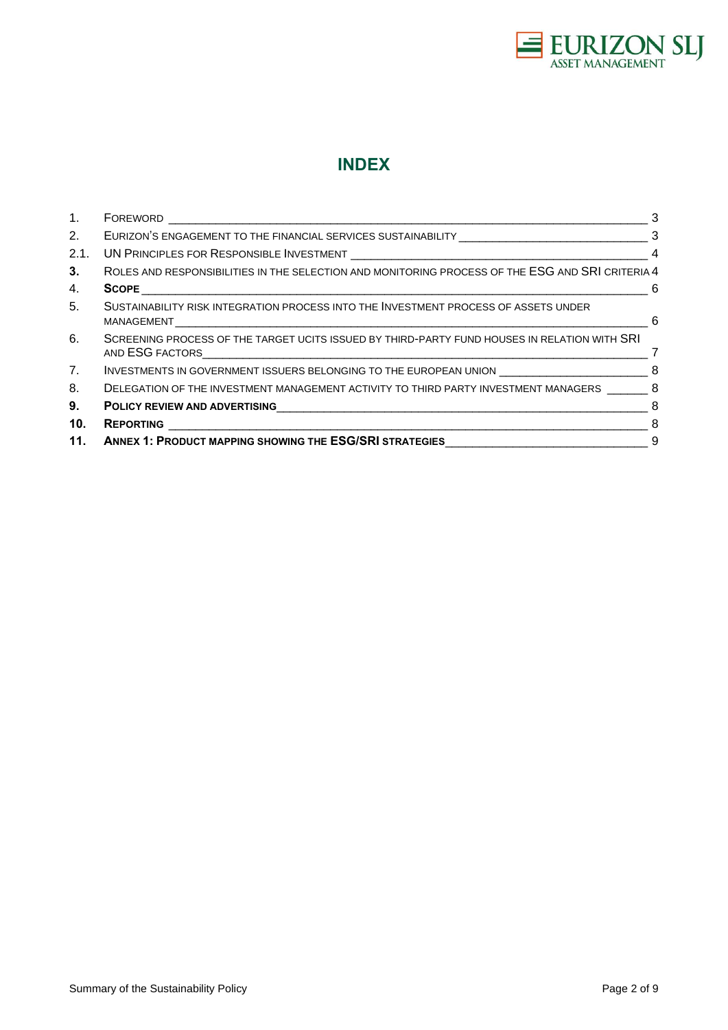# INDEX

| | | |
|---|---|---|
| 1. | FOREWORD | 3 |
| 2. | EURIZON'S ENGAGEMENT TO THE FINANCIAL SERVICES SUSTAINABILITY | 3 |
| 2.1. | UN PRINCIPLES FOR RESPONSIBLE INVESTMENT | 4 |
| **3.** | ROLES AND RESPONSIBILITIES IN THE SELECTION AND MONITORING PROCESS OF THE ESG AND SRI CRITERIA | 4 |
| 4. | **SCOPE** | 6 |
| 5. | SUSTAINABILITY RISK INTEGRATION PROCESS INTO THE INVESTMENT PROCESS OF ASSETS UNDER MANAGEMENT | 6 |
| 6. | SCREENING PROCESS OF THE TARGET UCITS ISSUED BY THIRD-PARTY FUND HOUSES IN RELATION WITH SRI AND ESG FACTORS | 7 |
| 7. | INVESTMENTS IN GOVERNMENT ISSUERS BELONGING TO THE EUROPEAN UNION | 8 |
| 8. | DELEGATION OF THE INVESTMENT MANAGEMENT ACTIVITY TO THIRD PARTY INVESTMENT MANAGERS | 8 |
| **9.** | **POLICY REVIEW AND ADVERTISING** | 8 |
| **10.** | **REPORTING** | 8 |
| **11.** | **ANNEX 1: PRODUCT MAPPING SHOWING THE ESG/SRI STRATEGIES** | 9 |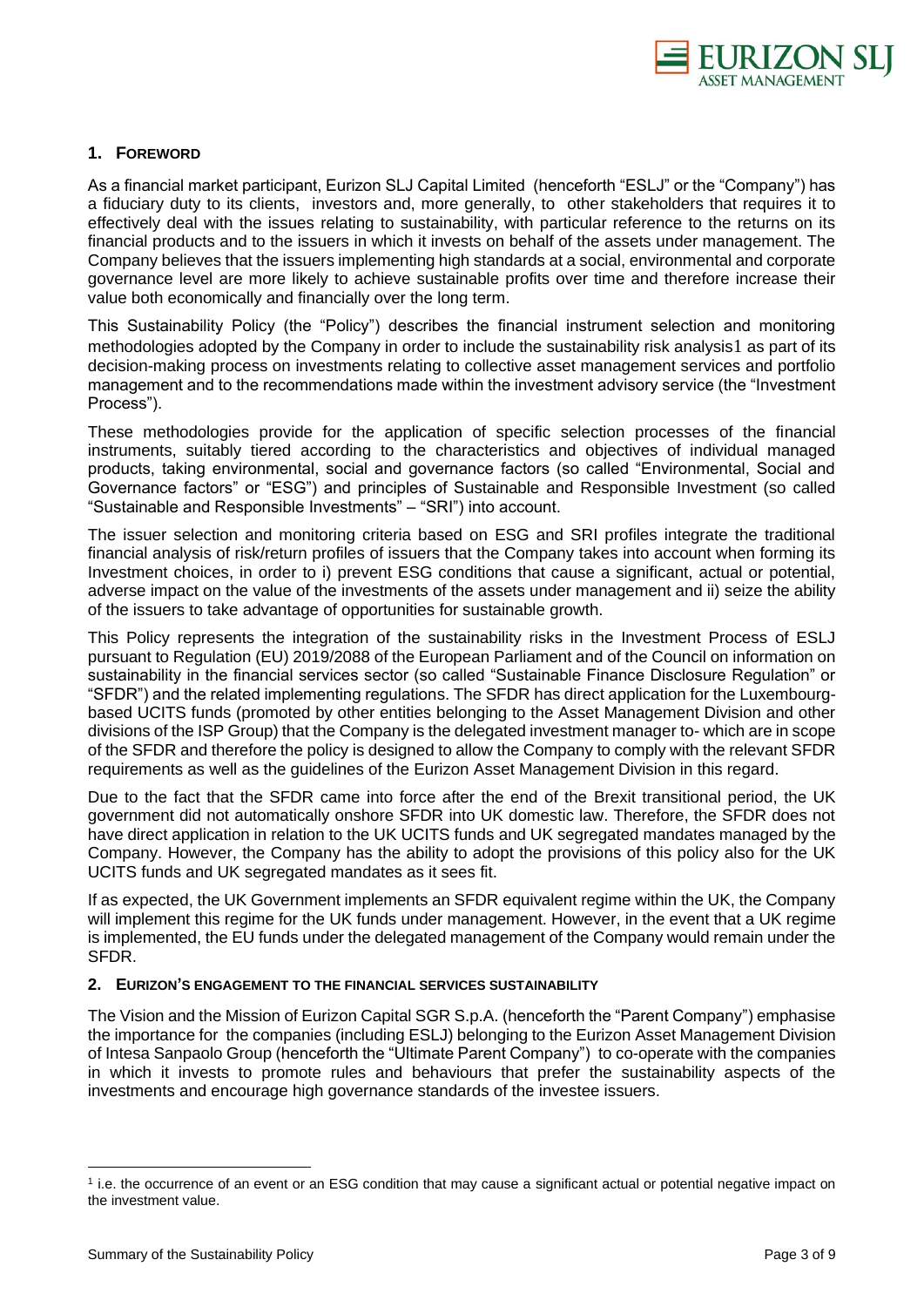## 1. FOREWORD

As a financial market participant, Eurizon SLJ Capital Limited (henceforth "ESLJ" or the "Company") has a fiduciary duty to its clients, investors and, more generally, to other stakeholders that requires it to effectively deal with the issues relating to sustainability, with particular reference to the returns on its financial products and to the issuers in which it invests on behalf of the assets under management. The Company believes that the issuers implementing high standards at a social, environmental and corporate governance level are more likely to achieve sustainable profits over time and therefore increase their value both economically and financially over the long term.

This Sustainability Policy (the "Policy") describes the financial instrument selection and monitoring methodologies adopted by the Company in order to include the sustainability risk analysis[1] as part of its decision-making process on investments relating to collective asset management services and portfolio management and to the recommendations made within the investment advisory service (the "Investment Process").

These methodologies provide for the application of specific selection processes of the financial instruments, suitably tiered according to the characteristics and objectives of individual managed products, taking environmental, social and governance factors (so called "Environmental, Social and Governance factors" or "ESG") and principles of Sustainable and Responsible Investment (so called "Sustainable and Responsible Investments" – "SRI") into account.

The issuer selection and monitoring criteria based on ESG and SRI profiles integrate the traditional financial analysis of risk/return profiles of issuers that the Company takes into account when forming its Investment choices, in order to i) prevent ESG conditions that cause a significant, actual or potential, adverse impact on the value of the investments of the assets under management and ii) seize the ability of the issuers to take advantage of opportunities for sustainable growth.

This Policy represents the integration of the sustainability risks in the Investment Process of ESLJ pursuant to Regulation (EU) 2019/2088 of the European Parliament and of the Council on information on sustainability in the financial services sector (so called "Sustainable Finance Disclosure Regulation" or "SFDR") and the related implementing regulations. The SFDR has direct application for the Luxembourg-based UCITS funds (promoted by other entities belonging to the Asset Management Division and other divisions of the ISP Group) that the Company is the delegated investment manager to- which are in scope of the SFDR and therefore the policy is designed to allow the Company to comply with the relevant SFDR requirements as well as the guidelines of the Eurizon Asset Management Division in this regard.

Due to the fact that the SFDR came into force after the end of the Brexit transitional period, the UK government did not automatically onshore SFDR into UK domestic law. Therefore, the SFDR does not have direct application in relation to the UK UCITS funds and UK segregated mandates managed by the Company. However, the Company has the ability to adopt the provisions of this policy also for the UK UCITS funds and UK segregated mandates as it sees fit.

If as expected, the UK Government implements an SFDR equivalent regime within the UK, the Company will implement this regime for the UK funds under management. However, in the event that a UK regime is implemented, the EU funds under the delegated management of the Company would remain under the SFDR.

## 2. EURIZON'S ENGAGEMENT TO THE FINANCIAL SERVICES SUSTAINABILITY

The Vision and the Mission of Eurizon Capital SGR S.p.A. (henceforth the "Parent Company") emphasise the importance for the companies (including ESLJ) belonging to the Eurizon Asset Management Division of Intesa Sanpaolo Group (henceforth the "Ultimate Parent Company") to co-operate with the companies in which it invests to promote rules and behaviours that prefer the sustainability aspects of the investments and encourage high governance standards of the investee issuers.

---

[1] i.e. the occurrence of an event or an ESG condition that may cause a significant actual or potential negative impact on the investment value.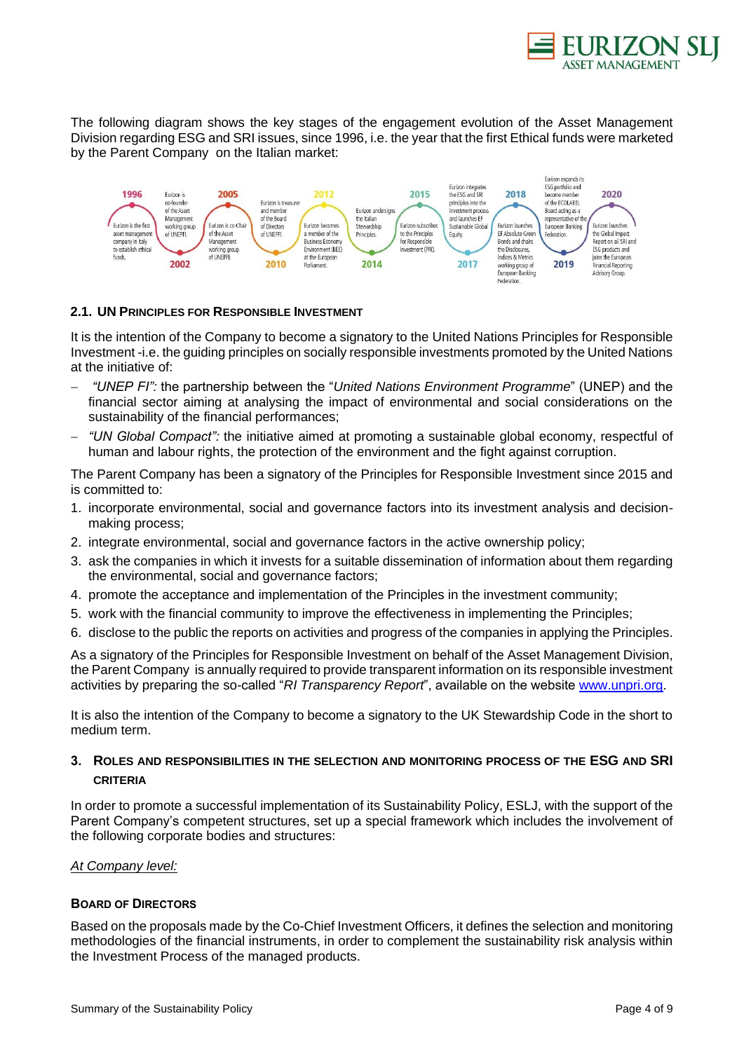The following diagram shows the key stages of the engagement evolution of the Asset Management Division regarding ESG and SRI issues, since 1996, i.e. the year that the first Ethical funds were marketed by the Parent Company on the Italian market:

- **1996** – Eurizon is the first asset management company in Italy to establish ethical funds.
- **2002** – Eurizon is co-founder of the Asset Management working group of UNEPFI.
- **2005** – Eurizon is co-Chair of the Asset Management working group of UNEPFI.
- **2010** – Eurizon is treasurer and member of the Board of Directors of UNEPFI.
- **2012** – Eurizon becomes a member of the Business Economy Environment (BEE) at the European Parliament.
- **2014** – Eurizon undersigns the Italian Stewardship Principles.
- **2015** – Eurizon subscribes to the Principles for Responsible Investment (PRI).
- **2017** – Eurizon integrates the ESG and SRI principles into the investment process and launches EF Sustainable Global Equity.
- **2018** – Eurizon launches EF Absolute Green Bonds and chairs the Disclosures, Indices & Metrics working group of European Banking Federation.
- **2019** – Eurizon expands its ESG portfolio and become member of the ECOLABEL Board acting as a representative of the European Banking Federation.
- **2020** – Eurizon launches the Global Impact Report on all SRI and ESG products and joins the European Financial Reporting Advisory Group.

### 2.1. UN Principles for Responsible Investment

It is the intention of the Company to become a signatory to the United Nations Principles for Responsible Investment -i.e. the guiding principles on socially responsible investments promoted by the United Nations at the initiative of:

- *"UNEP FI":* the partnership between the "*United Nations Environment Programme*" (UNEP) and the financial sector aiming at analysing the impact of environmental and social considerations on the sustainability of the financial performances;
- *"UN Global Compact":* the initiative aimed at promoting a sustainable global economy, respectful of human and labour rights, the protection of the environment and the fight against corruption.

The Parent Company has been a signatory of the Principles for Responsible Investment since 2015 and is committed to:

1. incorporate environmental, social and governance factors into its investment analysis and decision-making process;
2. integrate environmental, social and governance factors in the active ownership policy;
3. ask the companies in which it invests for a suitable dissemination of information about them regarding the environmental, social and governance factors;
4. promote the acceptance and implementation of the Principles in the investment community;
5. work with the financial community to improve the effectiveness in implementing the Principles;
6. disclose to the public the reports on activities and progress of the companies in applying the Principles.

As a signatory of the Principles for Responsible Investment on behalf of the Asset Management Division, the Parent Company is annually required to provide transparent information on its responsible investment activities by preparing the so-called "*RI Transparency Report*", available on the website [www.unpri.org](www.unpri.org).

It is also the intention of the Company to become a signatory to the UK Stewardship Code in the short to medium term.

## 3. Roles and Responsibilities in the Selection and Monitoring Process of the ESG and SRI Criteria

In order to promote a successful implementation of its Sustainability Policy, ESLJ, with the support of the Parent Company's competent structures, set up a special framework which includes the involvement of the following corporate bodies and structures:

*At Company level:*

#### Board of Directors

Based on the proposals made by the Co-Chief Investment Officers, it defines the selection and monitoring methodologies of the financial instruments, in order to complement the sustainability risk analysis within the Investment Process of the managed products.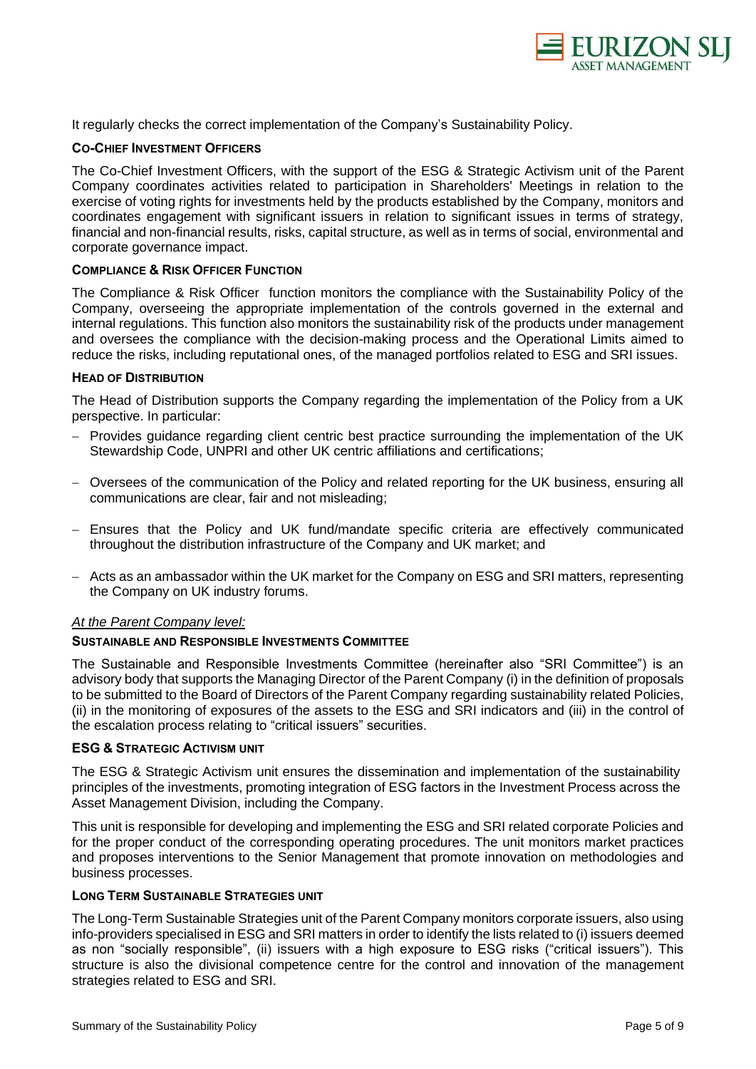It regularly checks the correct implementation of the Company's Sustainability Policy.

### CO-CHIEF INVESTMENT OFFICERS

The Co-Chief Investment Officers, with the support of the ESG & Strategic Activism unit of the Parent Company coordinates activities related to participation in Shareholders' Meetings in relation to the exercise of voting rights for investments held by the products established by the Company, monitors and coordinates engagement with significant issuers in relation to significant issues in terms of strategy, financial and non-financial results, risks, capital structure, as well as in terms of social, environmental and corporate governance impact.

### COMPLIANCE & RISK OFFICER FUNCTION

The Compliance & Risk Officer function monitors the compliance with the Sustainability Policy of the Company, overseeing the appropriate implementation of the controls governed in the external and internal regulations. This function also monitors the sustainability risk of the products under management and oversees the compliance with the decision-making process and the Operational Limits aimed to reduce the risks, including reputational ones, of the managed portfolios related to ESG and SRI issues.

### HEAD OF DISTRIBUTION

The Head of Distribution supports the Company regarding the implementation of the Policy from a UK perspective. In particular:

- Provides guidance regarding client centric best practice surrounding the implementation of the UK Stewardship Code, UNPRI and other UK centric affiliations and certifications;
- Oversees of the communication of the Policy and related reporting for the UK business, ensuring all communications are clear, fair and not misleading;
- Ensures that the Policy and UK fund/mandate specific criteria are effectively communicated throughout the distribution infrastructure of the Company and UK market; and
- Acts as an ambassador within the UK market for the Company on ESG and SRI matters, representing the Company on UK industry forums.

*At the Parent Company level:*

### SUSTAINABLE AND RESPONSIBLE INVESTMENTS COMMITTEE

The Sustainable and Responsible Investments Committee (hereinafter also "SRI Committee") is an advisory body that supports the Managing Director of the Parent Company (i) in the definition of proposals to be submitted to the Board of Directors of the Parent Company regarding sustainability related Policies, (ii) in the monitoring of exposures of the assets to the ESG and SRI indicators and (iii) in the control of the escalation process relating to "critical issuers" securities.

### ESG & STRATEGIC ACTIVISM UNIT

The ESG & Strategic Activism unit ensures the dissemination and implementation of the sustainability principles of the investments, promoting integration of ESG factors in the Investment Process across the Asset Management Division, including the Company.

This unit is responsible for developing and implementing the ESG and SRI related corporate Policies and for the proper conduct of the corresponding operating procedures. The unit monitors market practices and proposes interventions to the Senior Management that promote innovation on methodologies and business processes.

### LONG TERM SUSTAINABLE STRATEGIES UNIT

The Long-Term Sustainable Strategies unit of the Parent Company monitors corporate issuers, also using info-providers specialised in ESG and SRI matters in order to identify the lists related to (i) issuers deemed as non "socially responsible", (ii) issuers with a high exposure to ESG risks ("critical issuers"). This structure is also the divisional competence centre for the control and innovation of the management strategies related to ESG and SRI.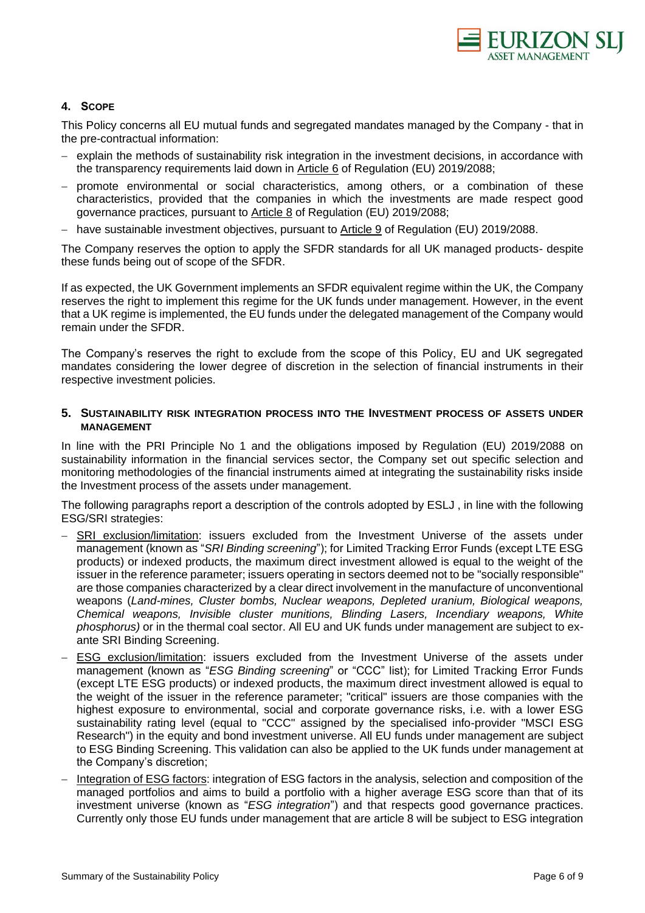## 4. Scope

This Policy concerns all EU mutual funds and segregated mandates managed by the Company - that in the pre-contractual information:

- explain the methods of sustainability risk integration in the investment decisions, in accordance with the transparency requirements laid down in Article 6 of Regulation (EU) 2019/2088;
- promote environmental or social characteristics, among others, or a combination of these characteristics, provided that the companies in which the investments are made respect good governance practice*s,* pursuant to Article 8 of Regulation (EU) 2019/2088;
- have sustainable investment objectives, pursuant to Article 9 of Regulation (EU) 2019/2088.

The Company reserves the option to apply the SFDR standards for all UK managed products- despite these funds being out of scope of the SFDR.

If as expected, the UK Government implements an SFDR equivalent regime within the UK, the Company reserves the right to implement this regime for the UK funds under management. However, in the event that a UK regime is implemented, the EU funds under the delegated management of the Company would remain under the SFDR.

The Company's reserves the right to exclude from the scope of this Policy, EU and UK segregated mandates considering the lower degree of discretion in the selection of financial instruments in their respective investment policies.

## 5. Sustainability risk integration process into the Investment process of assets under management

In line with the PRI Principle No 1 and the obligations imposed by Regulation (EU) 2019/2088 on sustainability information in the financial services sector, the Company set out specific selection and monitoring methodologies of the financial instruments aimed at integrating the sustainability risks inside the Investment process of the assets under management.

The following paragraphs report a description of the controls adopted by ESLJ , in line with the following ESG/SRI strategies:

- SRI exclusion/limitation: issuers excluded from the Investment Universe of the assets under management (known as "*SRI Binding screening*"); for Limited Tracking Error Funds (except LTE ESG products) or indexed products, the maximum direct investment allowed is equal to the weight of the issuer in the reference parameter; issuers operating in sectors deemed not to be "socially responsible" are those companies characterized by a clear direct involvement in the manufacture of unconventional weapons (*Land-mines, Cluster bombs, Nuclear weapons, Depleted uranium, Biological weapons, Chemical weapons, Invisible cluster munitions, Blinding Lasers, Incendiary weapons, White phosphorus)* or in the thermal coal sector. All EU and UK funds under management are subject to ex-ante SRI Binding Screening.
- ESG exclusion/limitation: issuers excluded from the Investment Universe of the assets under management (known as "*ESG Binding screening*" or "CCC" list); for Limited Tracking Error Funds (except LTE ESG products) or indexed products, the maximum direct investment allowed is equal to the weight of the issuer in the reference parameter; "critical" issuers are those companies with the highest exposure to environmental, social and corporate governance risks, i.e. with a lower ESG sustainability rating level (equal to "CCC" assigned by the specialised info-provider "MSCI ESG Research") in the equity and bond investment universe. All EU funds under management are subject to ESG Binding Screening. This validation can also be applied to the UK funds under management at the Company's discretion;
- Integration of ESG factors: integration of ESG factors in the analysis, selection and composition of the managed portfolios and aims to build a portfolio with a higher average ESG score than that of its investment universe (known as "*ESG integration*") and that respects good governance practices. Currently only those EU funds under management that are article 8 will be subject to ESG integration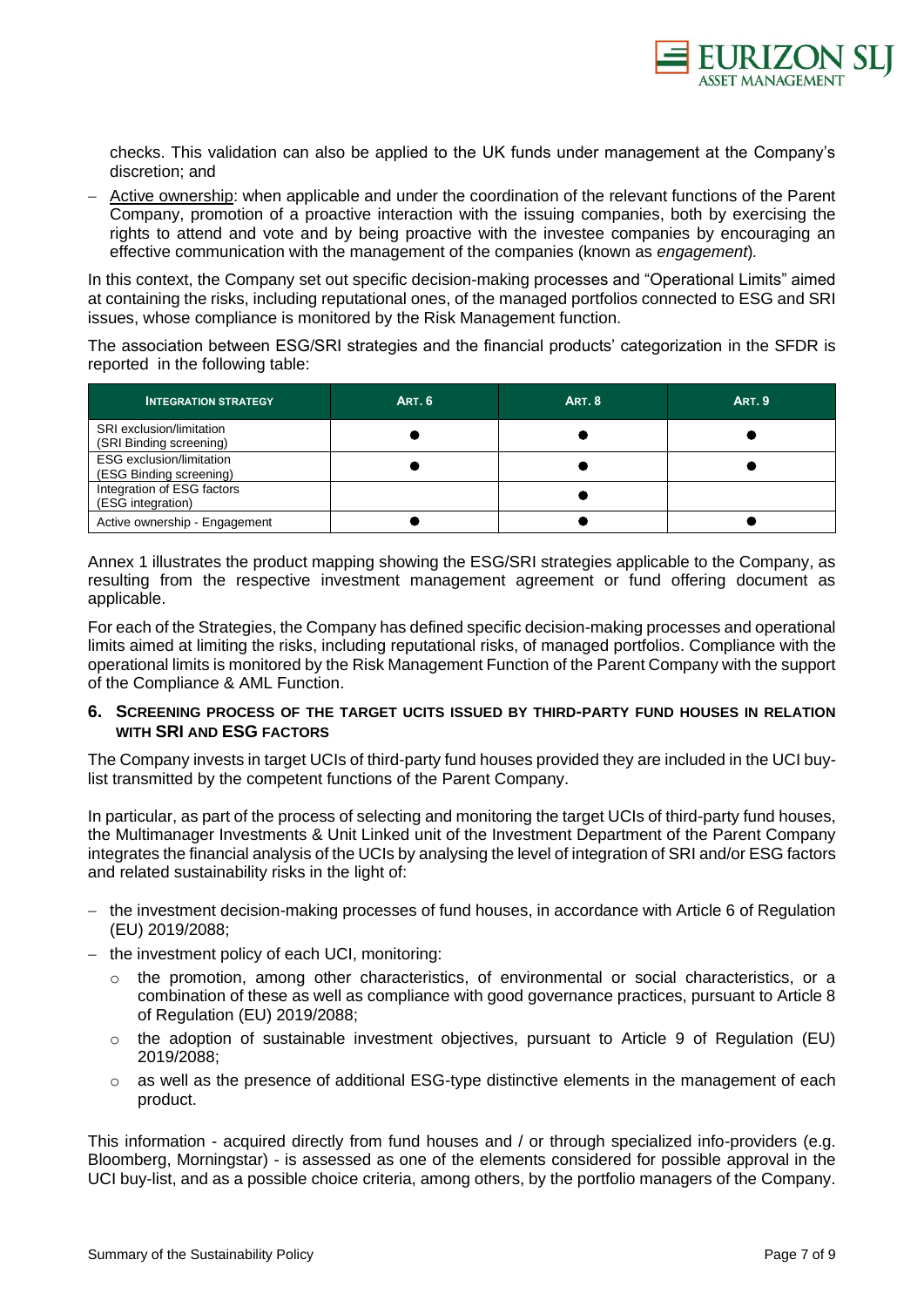checks. This validation can also be applied to the UK funds under management at the Company's discretion; and

- Active ownership: when applicable and under the coordination of the relevant functions of the Parent Company, promotion of a proactive interaction with the issuing companies, both by exercising the rights to attend and vote and by being proactive with the investee companies by encouraging an effective communication with the management of the companies (known as *engagement*).

In this context, the Company set out specific decision-making processes and "Operational Limits" aimed at containing the risks, including reputational ones, of the managed portfolios connected to ESG and SRI issues, whose compliance is monitored by the Risk Management function.

The association between ESG/SRI strategies and the financial products' categorization in the SFDR is reported in the following table:

| INTEGRATION STRATEGY | ART. 6 | ART. 8 | ART. 9 |
|---|---|---|---|
| SRI exclusion/limitation (SRI Binding screening) | ● | ● | ● |
| ESG exclusion/limitation (ESG Binding screening) | ● | ● | ● |
| Integration of ESG factors (ESG integration) | | ● | |
| Active ownership - Engagement | ● | ● | ● |

Annex 1 illustrates the product mapping showing the ESG/SRI strategies applicable to the Company, as resulting from the respective investment management agreement or fund offering document as applicable.

For each of the Strategies, the Company has defined specific decision-making processes and operational limits aimed at limiting the risks, including reputational risks, of managed portfolios. Compliance with the operational limits is monitored by the Risk Management Function of the Parent Company with the support of the Compliance & AML Function.

## 6. Screening process of the target UCITS issued by third-party fund houses in relation with SRI and ESG factors

The Company invests in target UCIs of third-party fund houses provided they are included in the UCI buy-list transmitted by the competent functions of the Parent Company.

In particular, as part of the process of selecting and monitoring the target UCIs of third-party fund houses, the Multimanager Investments & Unit Linked unit of the Investment Department of the Parent Company integrates the financial analysis of the UCIs by analysing the level of integration of SRI and/or ESG factors and related sustainability risks in the light of:

- the investment decision-making processes of fund houses, in accordance with Article 6 of Regulation (EU) 2019/2088;
- the investment policy of each UCI, monitoring:
  - the promotion, among other characteristics, of environmental or social characteristics, or a combination of these as well as compliance with good governance practices, pursuant to Article 8 of Regulation (EU) 2019/2088;
  - the adoption of sustainable investment objectives, pursuant to Article 9 of Regulation (EU) 2019/2088;
  - as well as the presence of additional ESG-type distinctive elements in the management of each product.

This information - acquired directly from fund houses and / or through specialized info-providers (e.g. Bloomberg, Morningstar) - is assessed as one of the elements considered for possible approval in the UCI buy-list, and as a possible choice criteria, among others, by the portfolio managers of the Company.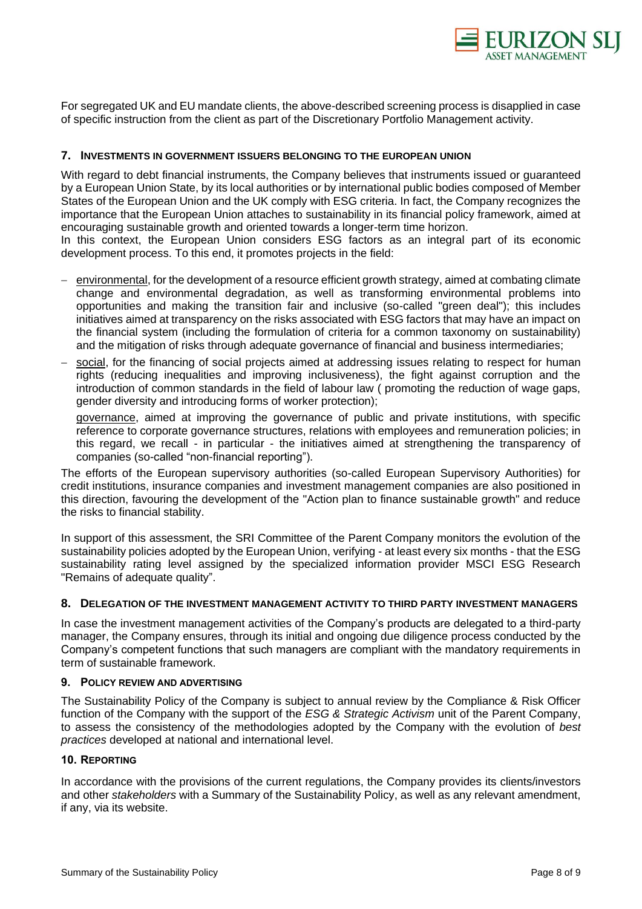For segregated UK and EU mandate clients, the above-described screening process is disapplied in case of specific instruction from the client as part of the Discretionary Portfolio Management activity.

## 7. Investments in government issuers belonging to the European Union

With regard to debt financial instruments, the Company believes that instruments issued or guaranteed by a European Union State, by its local authorities or by international public bodies composed of Member States of the European Union and the UK comply with ESG criteria. In fact, the Company recognizes the importance that the European Union attaches to sustainability in its financial policy framework, aimed at encouraging sustainable growth and oriented towards a longer-term time horizon.
In this context, the European Union considers ESG factors as an integral part of its economic development process. To this end, it promotes projects in the field:

- environmental, for the development of a resource efficient growth strategy, aimed at combating climate change and environmental degradation, as well as transforming environmental problems into opportunities and making the transition fair and inclusive (so-called "green deal"); this includes initiatives aimed at transparency on the risks associated with ESG factors that may have an impact on the financial system (including the formulation of criteria for a common taxonomy on sustainability) and the mitigation of risks through adequate governance of financial and business intermediaries;
- social, for the financing of social projects aimed at addressing issues relating to respect for human rights (reducing inequalities and improving inclusiveness), the fight against corruption and the introduction of common standards in the field of labour law ( promoting the reduction of wage gaps, gender diversity and introducing forms of worker protection);

  governance, aimed at improving the governance of public and private institutions, with specific reference to corporate governance structures, relations with employees and remuneration policies; in this regard, we recall - in particular - the initiatives aimed at strengthening the transparency of companies (so-called "non-financial reporting").

The efforts of the European supervisory authorities (so-called European Supervisory Authorities) for credit institutions, insurance companies and investment management companies are also positioned in this direction, favouring the development of the "Action plan to finance sustainable growth" and reduce the risks to financial stability.

In support of this assessment, the SRI Committee of the Parent Company monitors the evolution of the sustainability policies adopted by the European Union, verifying - at least every six months - that the ESG sustainability rating level assigned by the specialized information provider MSCI ESG Research "Remains of adequate quality".

## 8. Delegation of the investment management activity to third party investment managers

In case the investment management activities of the Company's products are delegated to a third-party manager, the Company ensures, through its initial and ongoing due diligence process conducted by the Company's competent functions that such managers are compliant with the mandatory requirements in term of sustainable framework.

## 9. Policy review and advertising

The Sustainability Policy of the Company is subject to annual review by the Compliance & Risk Officer function of the Company with the support of the *ESG & Strategic Activism* unit of the Parent Company, to assess the consistency of the methodologies adopted by the Company with the evolution of *best practices* developed at national and international level.

## 10. Reporting

In accordance with the provisions of the current regulations, the Company provides its clients/investors and other *stakeholders* with a Summary of the Sustainability Policy, as well as any relevant amendment, if any, via its website.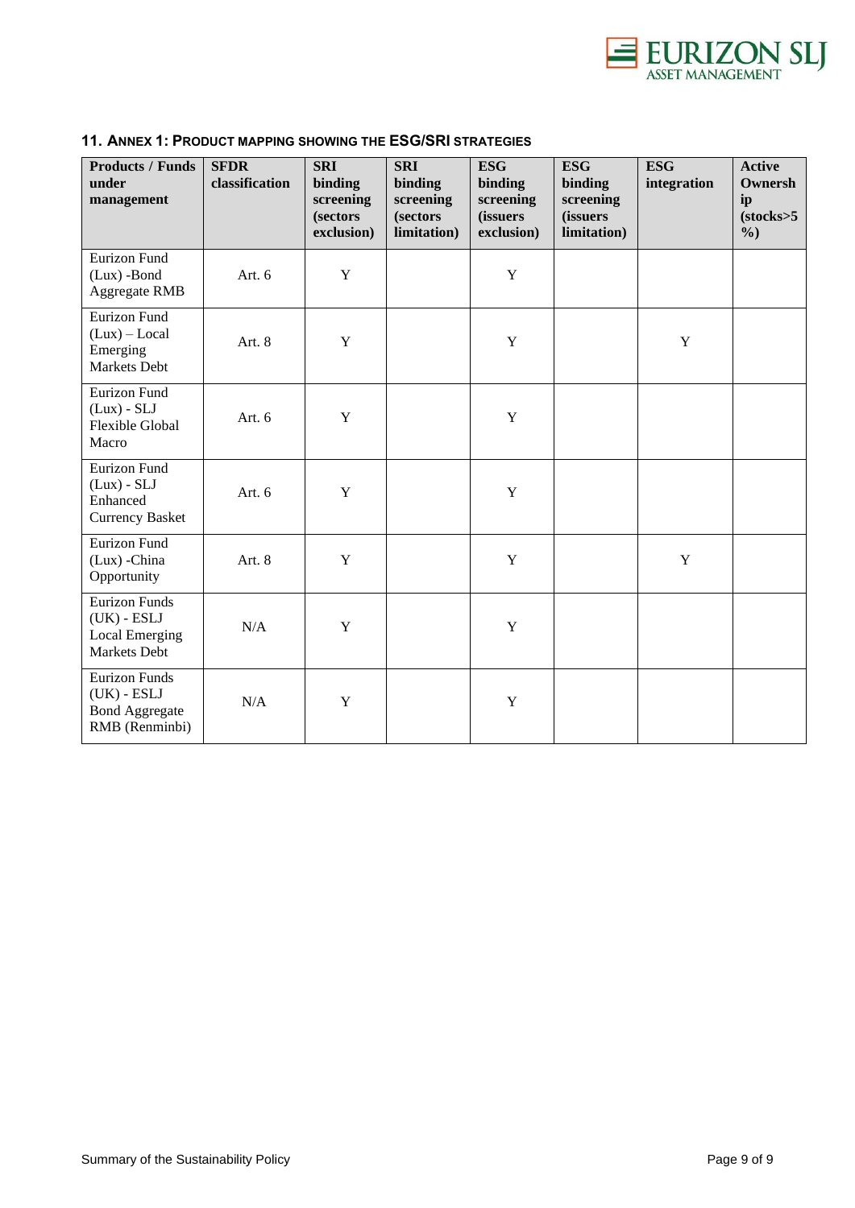## 11. Annex 1: Product mapping showing the ESG/SRI strategies

| Products / Funds under management | SFDR classification | SRI binding screening (sectors exclusion) | SRI binding screening (sectors limitation) | ESG binding screening (issuers exclusion) | ESG binding screening (issuers limitation) | ESG integration | Active Ownership (stocks>5 %) |
|---|---|---|---|---|---|---|---|
| Eurizon Fund (Lux) -Bond Aggregate RMB | Art. 6 | Y | | Y | | | |
| Eurizon Fund (Lux) – Local Emerging Markets Debt | Art. 8 | Y | | Y | | Y | |
| Eurizon Fund (Lux) - SLJ Flexible Global Macro | Art. 6 | Y | | Y | | | |
| Eurizon Fund (Lux) - SLJ Enhanced Currency Basket | Art. 6 | Y | | Y | | | |
| Eurizon Fund (Lux) -China Opportunity | Art. 8 | Y | | Y | | Y | |
| Eurizon Funds (UK) - ESLJ Local Emerging Markets Debt | N/A | Y | | Y | | | |
| Eurizon Funds (UK) - ESLJ Bond Aggregate RMB (Renminbi) | N/A | Y | | Y | | | |